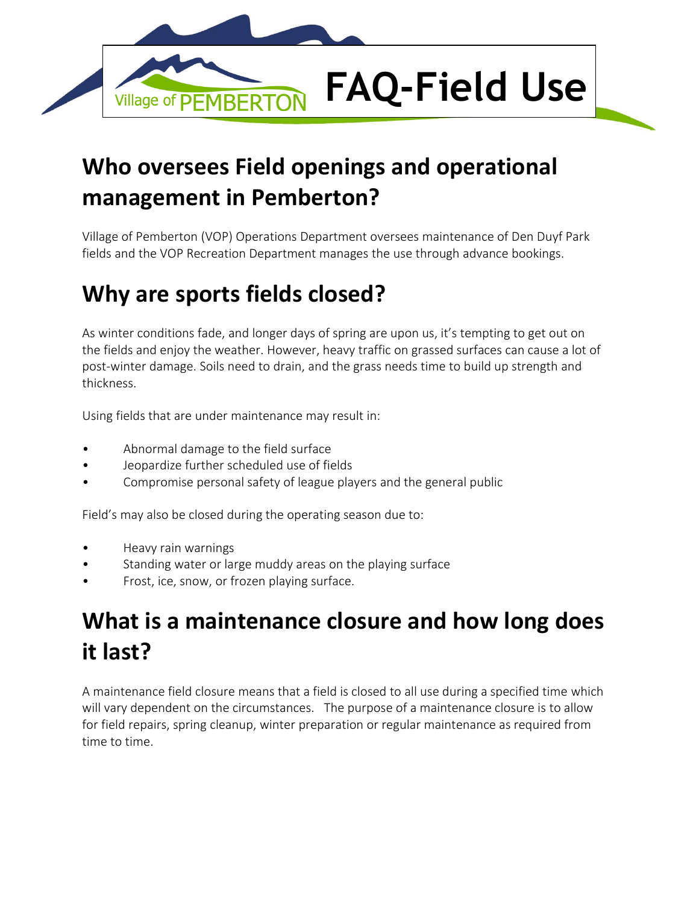# FAQ-Field Use

## Who oversees Field openings and operational management in Pemberton?

Village of Pemberton (VOP) Operations Department oversees maintenance of Den Duyf Park fields and the VOP Recreation Department manages the use through advance bookings.

## Why are sports fields closed?

As winter conditions fade, and longer days of spring are upon us, it's tempting to get out on the fields and enjoy the weather. However, heavy traffic on grassed surfaces can cause a lot of post-winter damage. Soils need to drain, and the grass needs time to build up strength and thickness.

Using fields that are under maintenance may result in:

- Abnormal damage to the field surface
- Jeopardize further scheduled use of fields
- Compromise personal safety of league players and the general public

Field's may also be closed during the operating season due to:

- Heavy rain warnings
- Standing water or large muddy areas on the playing surface
- Frost, ice, snow, or frozen playing surface.

## What is a maintenance closure and how long does it last?

A maintenance field closure means that a field is closed to all use during a specified time which will vary dependent on the circumstances. The purpose of a maintenance closure is to allow for field repairs, spring cleanup, winter preparation or regular maintenance as required from time to time.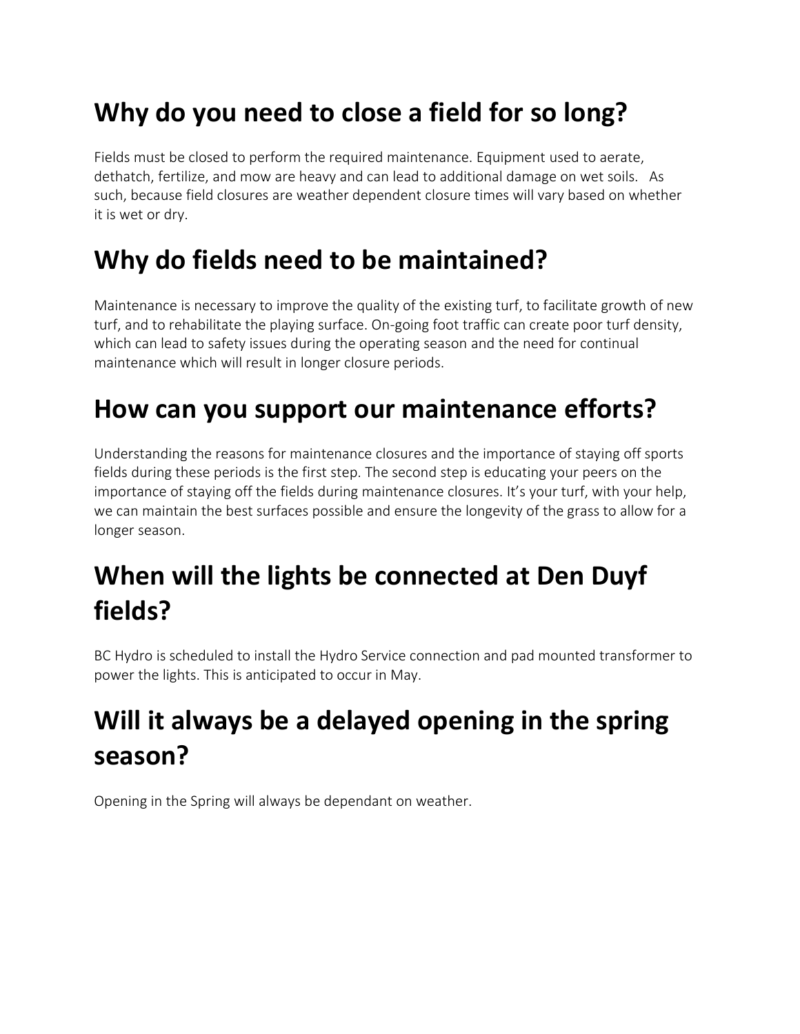# Why do you need to close a field for so long?

Fields must be closed to perform the required maintenance. Equipment used to aerate, dethatch, fertilize, and mow are heavy and can lead to additional damage on wet soils. As such, because field closures are weather dependent closure times will vary based on whether it is wet or dry.

# Why do fields need to be maintained?

Maintenance is necessary to improve the quality of the existing turf, to facilitate growth of new turf, and to rehabilitate the playing surface. On-going foot traffic can create poor turf density, which can lead to safety issues during the operating season and the need for continual maintenance which will result in longer closure periods.

# How can you support our maintenance efforts?

Understanding the reasons for maintenance closures and the importance of staying off sports fields during these periods is the first step. The second step is educating your peers on the importance of staying off the fields during maintenance closures. It's your turf, with your help, we can maintain the best surfaces possible and ensure the longevity of the grass to allow for a longer season.

# When will the lights be connected at Den Duyf fields?

BC Hydro is scheduled to install the Hydro Service connection and pad mounted transformer to power the lights. This is anticipated to occur in May.

# Will it always be a delayed opening in the spring season?

Opening in the Spring will always be dependant on weather.